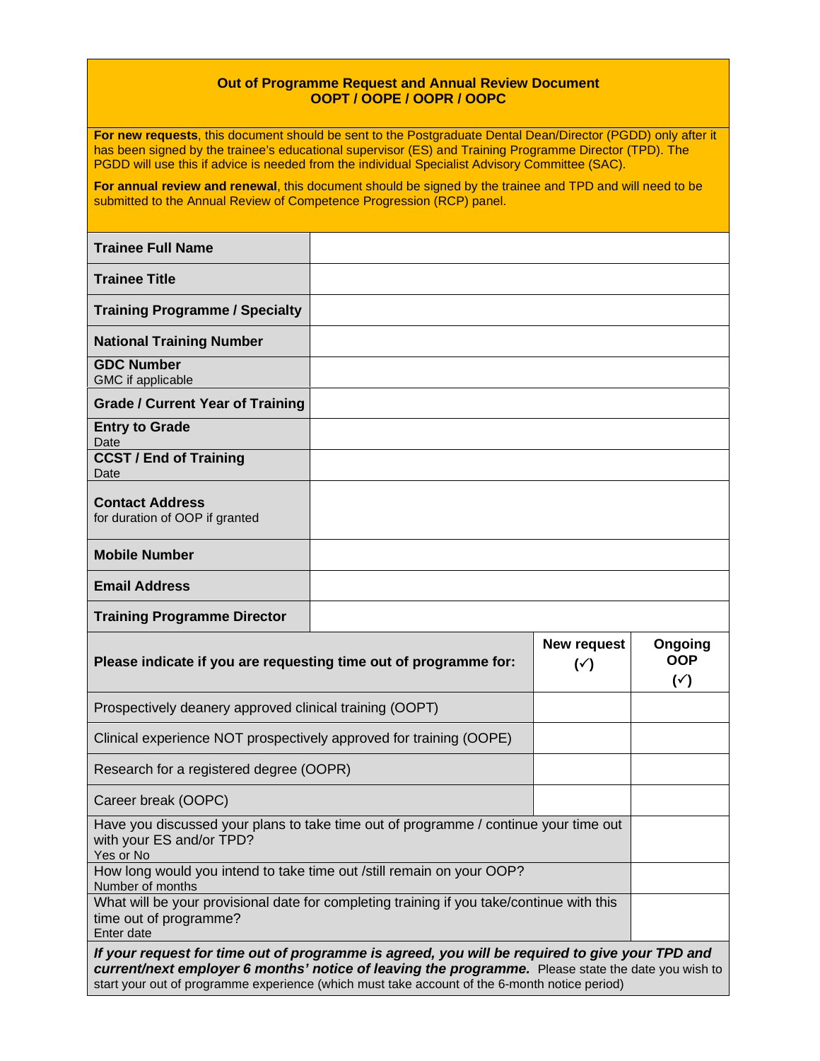# Out of Programme Request and Annual Review Document
## OOPT / OOPE / OOPR / OOPC

**For new requests**, this document should be sent to the Postgraduate Dental Dean/Director (PGDD) only after it has been signed by the trainee's educational supervisor (ES) and Training Programme Director (TPD). The PGDD will use this if advice is needed from the individual Specialist Advisory Committee (SAC).

**For annual review and renewal**, this document should be signed by the trainee and TPD and will need to be submitted to the Annual Review of Competence Progression (RCP) panel.

| | |
|---|---|
| **Trainee Full Name** | |
| **Trainee Title** | |
| **Training Programme / Specialty** | |
| **National Training Number** | |
| **GDC Number** GMC if applicable | |
| **Grade / Current Year of Training** | |
| **Entry to Grade** Date | |
| **CCST / End of Training** Date | |
| **Contact Address** for duration of OOP if granted | |
| **Mobile Number** | |
| **Email Address** | |
| **Training Programme Director** | |

| **Please indicate if you are requesting time out of programme for:** | **New request (✓)** | **Ongoing OOP (✓)** |
|---|---|---|
| Prospectively deanery approved clinical training (OOPT) | | |
| Clinical experience NOT prospectively approved for training (OOPE) | | |
| Research for a registered degree (OOPR) | | |
| Career break (OOPC) | | |

| | |
|---|---|
| Have you discussed your plans to take time out of programme / continue your time out with your ES and/or TPD? Yes or No | |
| How long would you intend to take time out /still remain on your OOP? Number of months | |
| What will be your provisional date for completing training if you take/continue with this time out of programme? Enter date | |

***If your request for time out of programme is agreed, you will be required to give your TPD and current/next employer 6 months' notice of leaving the programme.*** Please state the date you wish to start your out of programme experience (which must take account of the 6-month notice period)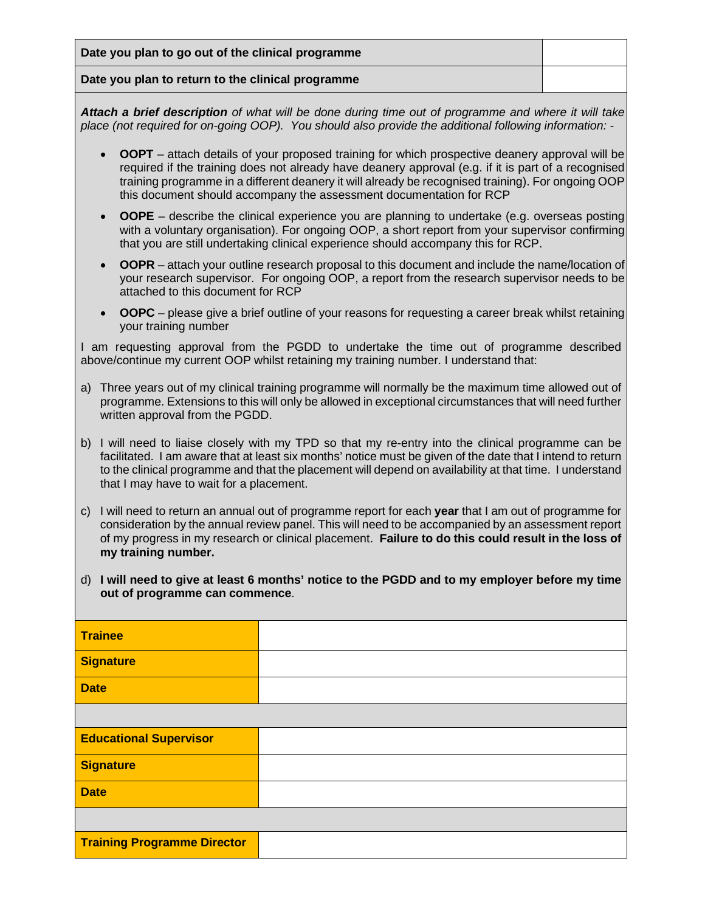| Date you plan to go out of the clinical programme | |
|---|---|
| **Date you plan to return to the clinical programme** | |

***Attach a brief description*** *of what will be done during time out of programme and where it will take place (not required for on-going OOP). You should also provide the additional following information: -*

- **OOPT** – attach details of your proposed training for which prospective deanery approval will be required if the training does not already have deanery approval (e.g. if it is part of a recognised training programme in a different deanery it will already be recognised training). For ongoing OOP this document should accompany the assessment documentation for RCP
- **OOPE** – describe the clinical experience you are planning to undertake (e.g. overseas posting with a voluntary organisation). For ongoing OOP, a short report from your supervisor confirming that you are still undertaking clinical experience should accompany this for RCP.
- **OOPR** – attach your outline research proposal to this document and include the name/location of your research supervisor. For ongoing OOP, a report from the research supervisor needs to be attached to this document for RCP
- **OOPC** – please give a brief outline of your reasons for requesting a career break whilst retaining your training number

I am requesting approval from the PGDD to undertake the time out of programme described above/continue my current OOP whilst retaining my training number. I understand that:

a) Three years out of my clinical training programme will normally be the maximum time allowed out of programme. Extensions to this will only be allowed in exceptional circumstances that will need further written approval from the PGDD.

b) I will need to liaise closely with my TPD so that my re-entry into the clinical programme can be facilitated. I am aware that at least six months' notice must be given of the date that I intend to return to the clinical programme and that the placement will depend on availability at that time. I understand that I may have to wait for a placement.

c) I will need to return an annual out of programme report for each **year** that I am out of programme for consideration by the annual review panel. This will need to be accompanied by an assessment report of my progress in my research or clinical placement. **Failure to do this could result in the loss of my training number.**

d) **I will need to give at least 6 months' notice to the PGDD and to my employer before my time out of programme can commence**.

| **Trainee** | |
|---|---|
| **Signature** | |
| **Date** | |
| | |
| **Educational Supervisor** | |
| **Signature** | |
| **Date** | |
| | |
| **Training Programme Director** | |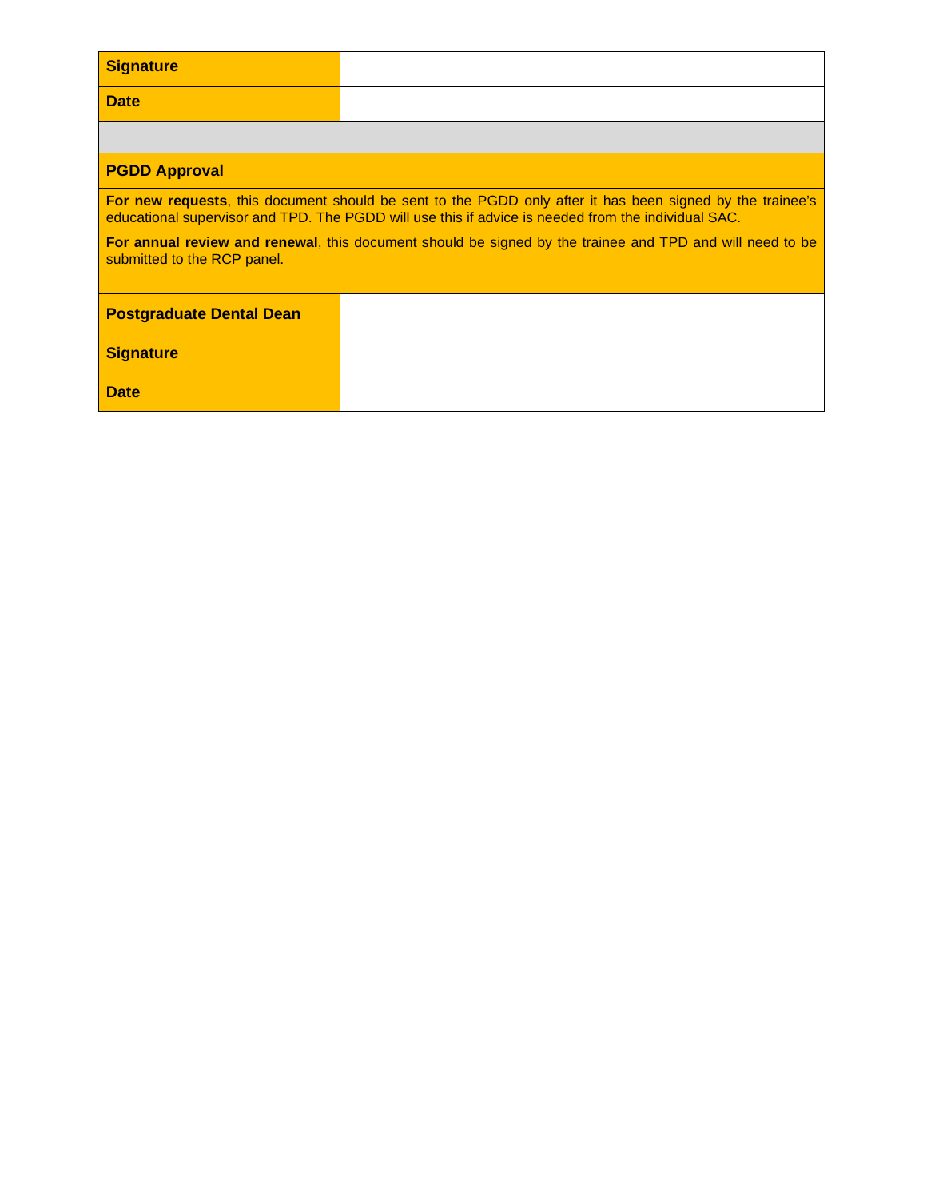| | |
|---|---|
| **Signature** | |
| **Date** | |

## PGDD Approval

**For new requests**, this document should be sent to the PGDD only after it has been signed by the trainee's educational supervisor and TPD. The PGDD will use this if advice is needed from the individual SAC.

**For annual review and renewal**, this document should be signed by the trainee and TPD and will need to be submitted to the RCP panel.

| | |
|---|---|
| **Postgraduate Dental Dean** | |
| **Signature** | |
| **Date** | |